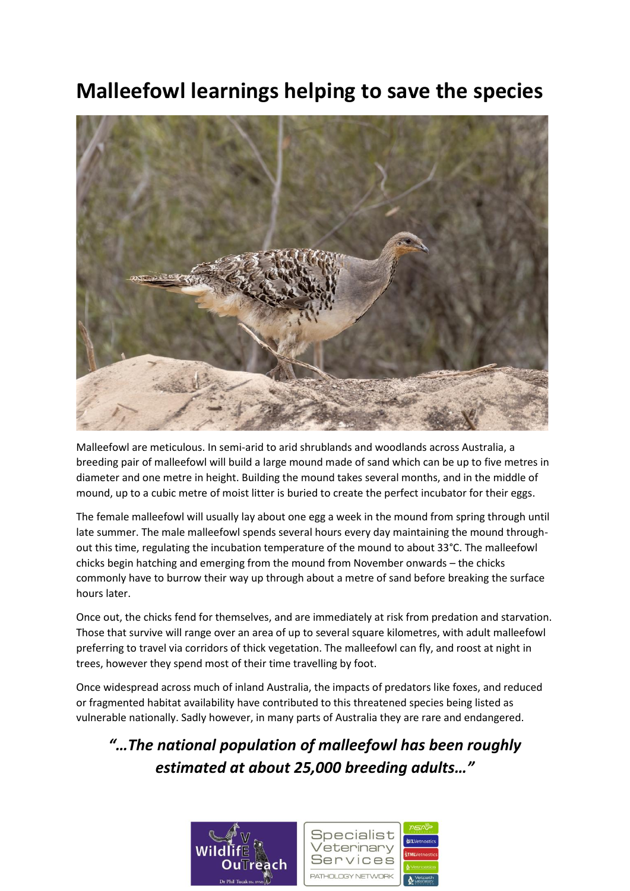# Malleefowl learnings helping to save the species

Malleefowl are meticulous. In semi-arid to arid shrublands and woodlands across Australia, a breeding pair of malleefowl will build a large mound made of sand which can be up to five metres in diameter and one metre in height. Building the mound takes several months, and in the middle of mound, up to a cubic metre of moist litter is buried to create the perfect incubator for their eggs.

The female malleefowl will usually lay about one egg a week in the mound from spring through until late summer. The male malleefowl spends several hours every day maintaining the mound through-out this time, regulating the incubation temperature of the mound to about 33°C. The malleefowl chicks begin hatching and emerging from the mound from November onwards – the chicks commonly have to burrow their way up through about a metre of sand before breaking the surface hours later.

Once out, the chicks fend for themselves, and are immediately at risk from predation and starvation. Those that survive will range over an area of up to several square kilometres, with adult malleefowl preferring to travel via corridors of thick vegetation. The malleefowl can fly, and roost at night in trees, however they spend most of their time travelling by foot.

Once widespread across much of inland Australia, the impacts of predators like foxes, and reduced or fragmented habitat availability have contributed to this threatened species being listed as vulnerable nationally. Sadly however, in many parts of Australia they are rare and endangered.

***"…The national population of malleefowl has been roughly estimated at about 25,000 breeding adults…"***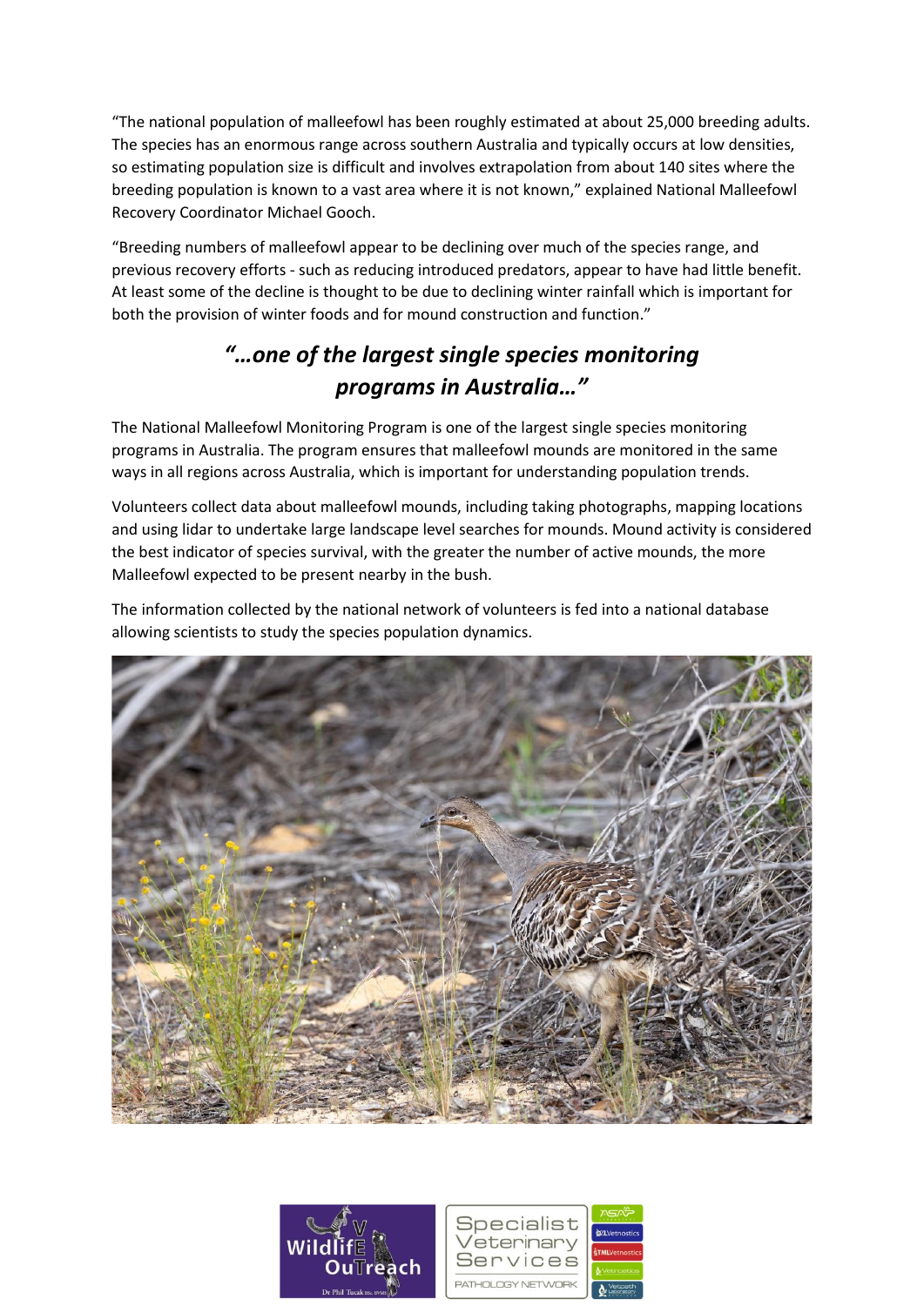"The national population of malleefowl has been roughly estimated at about 25,000 breeding adults. The species has an enormous range across southern Australia and typically occurs at low densities, so estimating population size is difficult and involves extrapolation from about 140 sites where the breeding population is known to a vast area where it is not known," explained National Malleefowl Recovery Coordinator Michael Gooch.

"Breeding numbers of malleefowl appear to be declining over much of the species range, and previous recovery efforts - such as reducing introduced predators, appear to have had little benefit. At least some of the decline is thought to be due to declining winter rainfall which is important for both the provision of winter foods and for mound construction and function."

### *"…one of the largest single species monitoring programs in Australia…"*

The National Malleefowl Monitoring Program is one of the largest single species monitoring programs in Australia. The program ensures that malleefowl mounds are monitored in the same ways in all regions across Australia, which is important for understanding population trends.

Volunteers collect data about malleefowl mounds, including taking photographs, mapping locations and using lidar to undertake large landscape level searches for mounds. Mound activity is considered the best indicator of species survival, with the greater the number of active mounds, the more Malleefowl expected to be present nearby in the bush.

The information collected by the national network of volunteers is fed into a national database allowing scientists to study the species population dynamics.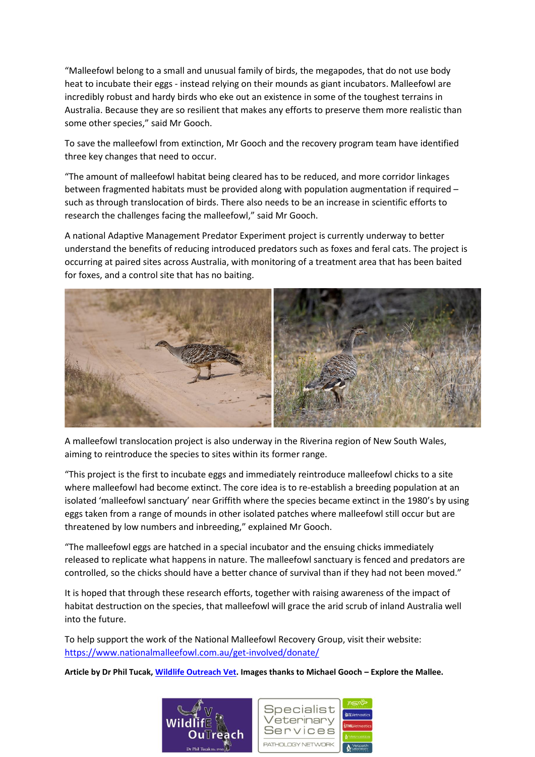"Malleefowl belong to a small and unusual family of birds, the megapodes, that do not use body heat to incubate their eggs - instead relying on their mounds as giant incubators. Malleefowl are incredibly robust and hardy birds who eke out an existence in some of the toughest terrains in Australia. Because they are so resilient that makes any efforts to preserve them more realistic than some other species," said Mr Gooch.

To save the malleefowl from extinction, Mr Gooch and the recovery program team have identified three key changes that need to occur.

"The amount of malleefowl habitat being cleared has to be reduced, and more corridor linkages between fragmented habitats must be provided along with population augmentation if required – such as through translocation of birds. There also needs to be an increase in scientific efforts to research the challenges facing the malleefowl," said Mr Gooch.

A national Adaptive Management Predator Experiment project is currently underway to better understand the benefits of reducing introduced predators such as foxes and feral cats. The project is occurring at paired sites across Australia, with monitoring of a treatment area that has been baited for foxes, and a control site that has no baiting.

A malleefowl translocation project is also underway in the Riverina region of New South Wales, aiming to reintroduce the species to sites within its former range.

"This project is the first to incubate eggs and immediately reintroduce malleefowl chicks to a site where malleefowl had become extinct. The core idea is to re-establish a breeding population at an isolated 'malleefowl sanctuary' near Griffith where the species became extinct in the 1980's by using eggs taken from a range of mounds in other isolated patches where malleefowl still occur but are threatened by low numbers and inbreeding," explained Mr Gooch.

"The malleefowl eggs are hatched in a special incubator and the ensuing chicks immediately released to replicate what happens in nature. The malleefowl sanctuary is fenced and predators are controlled, so the chicks should have a better chance of survival than if they had not been moved."

It is hoped that through these research efforts, together with raising awareness of the impact of habitat destruction on the species, that malleefowl will grace the arid scrub of inland Australia well into the future.

To help support the work of the National Malleefowl Recovery Group, visit their website:
https://www.nationalmalleefowl.com.au/get-involved/donate/

**Article by Dr Phil Tucak, Wildlife Outreach Vet. Images thanks to Michael Gooch – Explore the Mallee.**